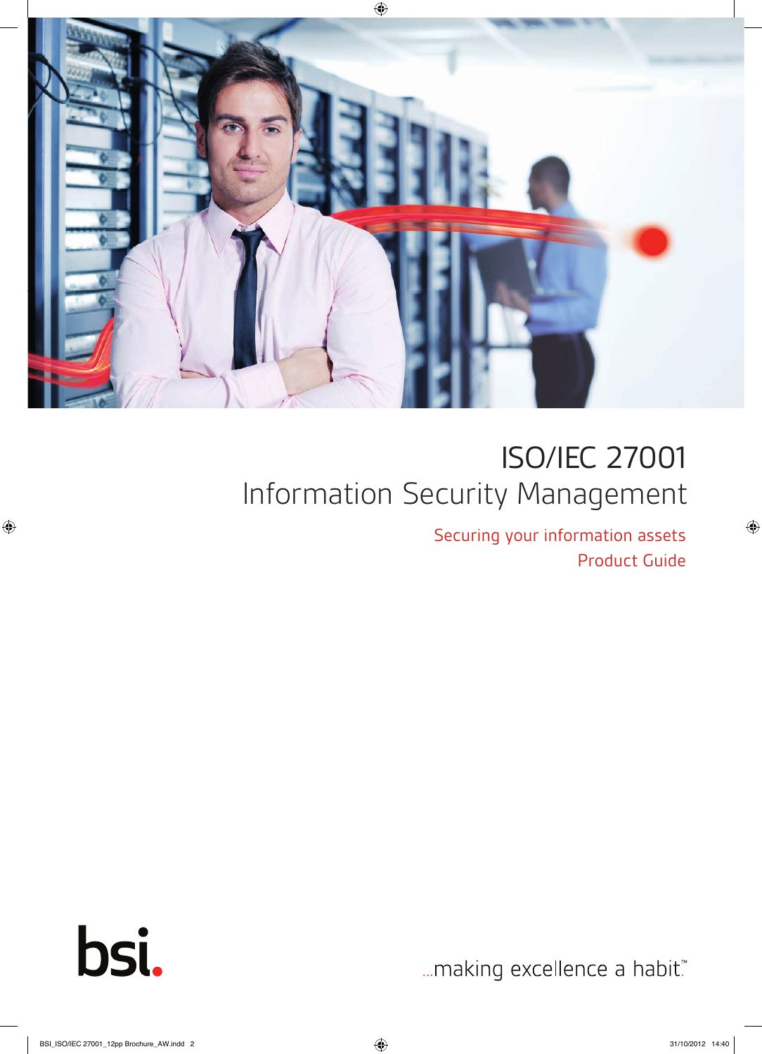# ISO/IEC 27001

## Information Security Management

Securing your information assets

Product Guide

bsi.

...making excellence a habit.™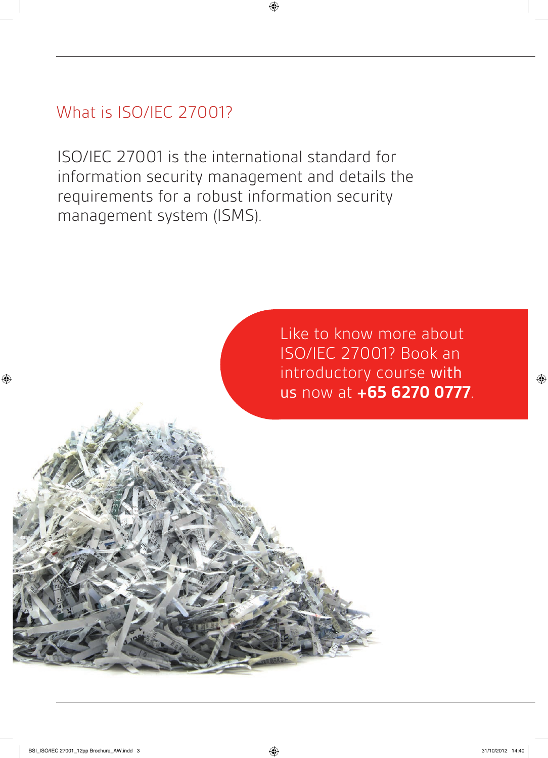## What is ISO/IEC 27001?

ISO/IEC 27001 is the international standard for information security management and details the requirements for a robust information security management system (ISMS).

Like to know more about ISO/IEC 27001? Book an introductory course with us now at **+65 6270 0777**.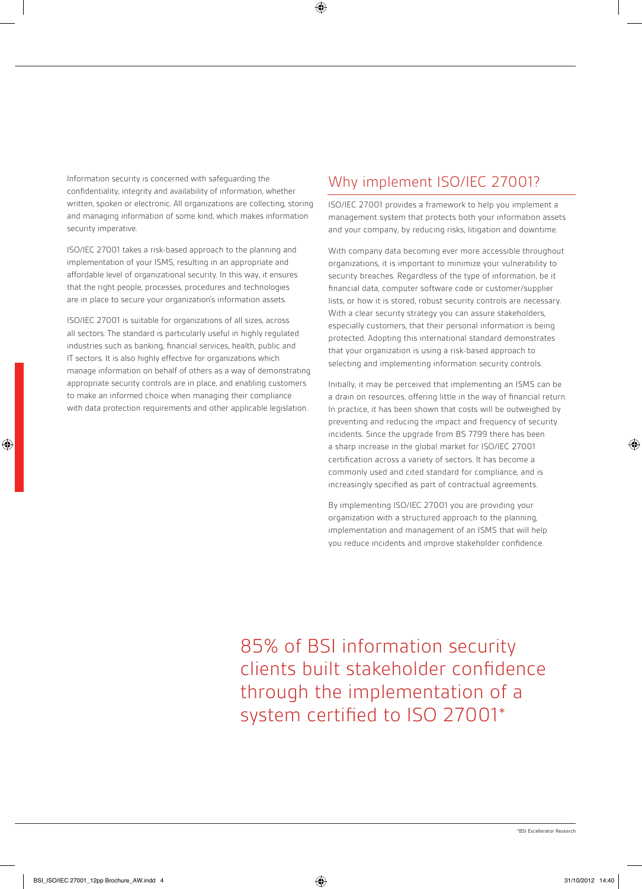Information security is concerned with safeguarding the confidentiality, integrity and availability of information, whether written, spoken or electronic. All organizations are collecting, storing and managing information of some kind, which makes information security imperative.

ISO/IEC 27001 takes a risk-based approach to the planning and implementation of your ISMS, resulting in an appropriate and affordable level of organizational security. In this way, it ensures that the right people, processes, procedures and technologies are in place to secure your organization's information assets.

ISO/IEC 27001 is suitable for organizations of all sizes, across all sectors. The standard is particularly useful in highly regulated industries such as banking, financial services, health, public and IT sectors. It is also highly effective for organizations which manage information on behalf of others as a way of demonstrating appropriate security controls are in place, and enabling customers to make an informed choice when managing their compliance with data protection requirements and other applicable legislation.

## Why implement ISO/IEC 27001?

ISO/IEC 27001 provides a framework to help you implement a management system that protects both your information assets and your company, by reducing risks, litigation and downtime.

With company data becoming ever more accessible throughout organizations, it is important to minimize your vulnerability to security breaches. Regardless of the type of information, be it financial data, computer software code or customer/supplier lists, or how it is stored, robust security controls are necessary. With a clear security strategy you can assure stakeholders, especially customers, that their personal information is being protected. Adopting this international standard demonstrates that your organization is using a risk-based approach to selecting and implementing information security controls.

Initially, it may be perceived that implementing an ISMS can be a drain on resources, offering little in the way of financial return. In practice, it has been shown that costs will be outweighed by preventing and reducing the impact and frequency of security incidents. Since the upgrade from BS 7799 there has been a sharp increase in the global market for ISO/IEC 27001 certification across a variety of sectors. It has become a commonly used and cited standard for compliance, and is increasingly specified as part of contractual agreements.

By implementing ISO/IEC 27001 you are providing your organization with a structured approach to the planning, implementation and management of an ISMS that will help you reduce incidents and improve stakeholder confidence.

85% of BSI information security clients built stakeholder confidence through the implementation of a system certified to ISO 27001*

*BSI Excellerator Research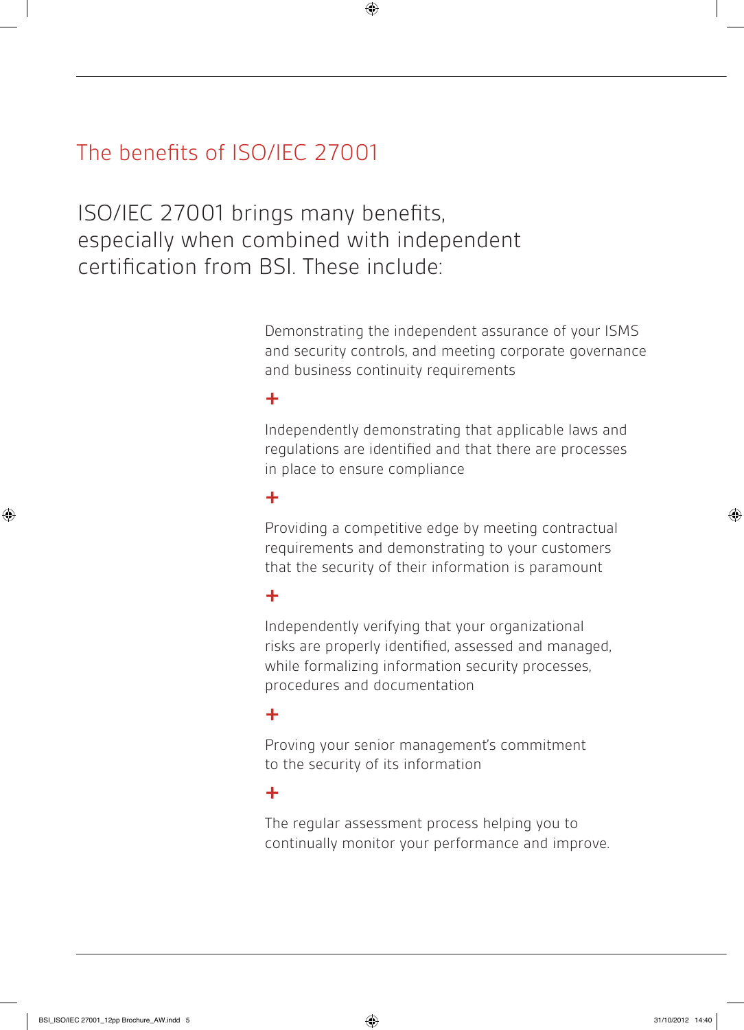## The benefits of ISO/IEC 27001

ISO/IEC 27001 brings many benefits, especially when combined with independent certification from BSI. These include:

Demonstrating the independent assurance of your ISMS and security controls, and meeting corporate governance and business continuity requirements

+

Independently demonstrating that applicable laws and regulations are identified and that there are processes in place to ensure compliance

+

Providing a competitive edge by meeting contractual requirements and demonstrating to your customers that the security of their information is paramount

+

Independently verifying that your organizational risks are properly identified, assessed and managed, while formalizing information security processes, procedures and documentation

+

Proving your senior management's commitment to the security of its information

+

The regular assessment process helping you to continually monitor your performance and improve.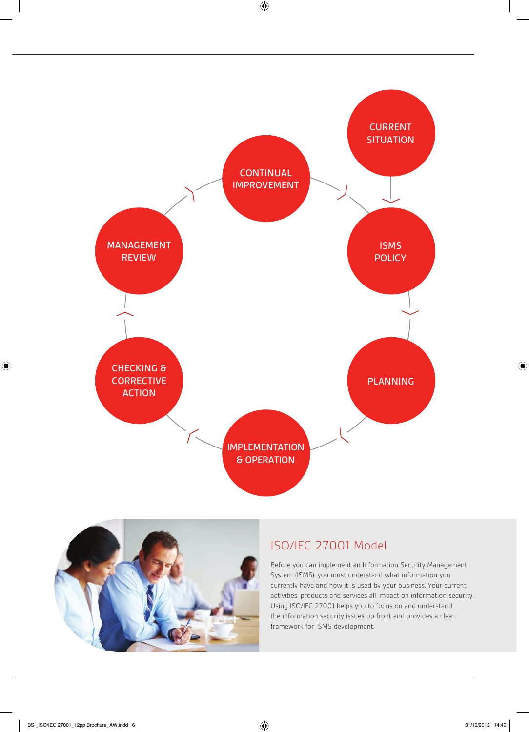CURRENT SITUATION

ISMS POLICY

PLANNING

IMPLEMENTATION & OPERATION

CHECKING & CORRECTIVE ACTION

MANAGEMENT REVIEW

CONTINUAL IMPROVEMENT

## ISO/IEC 27001 Model

Before you can implement an Information Security Management System (ISMS), you must understand what information you currently have and how it is used by your business. Your current activities, products and services all impact on information security. Using ISO/IEC 27001 helps you to focus on and understand the information security issues up front and provides a clear framework for ISMS development.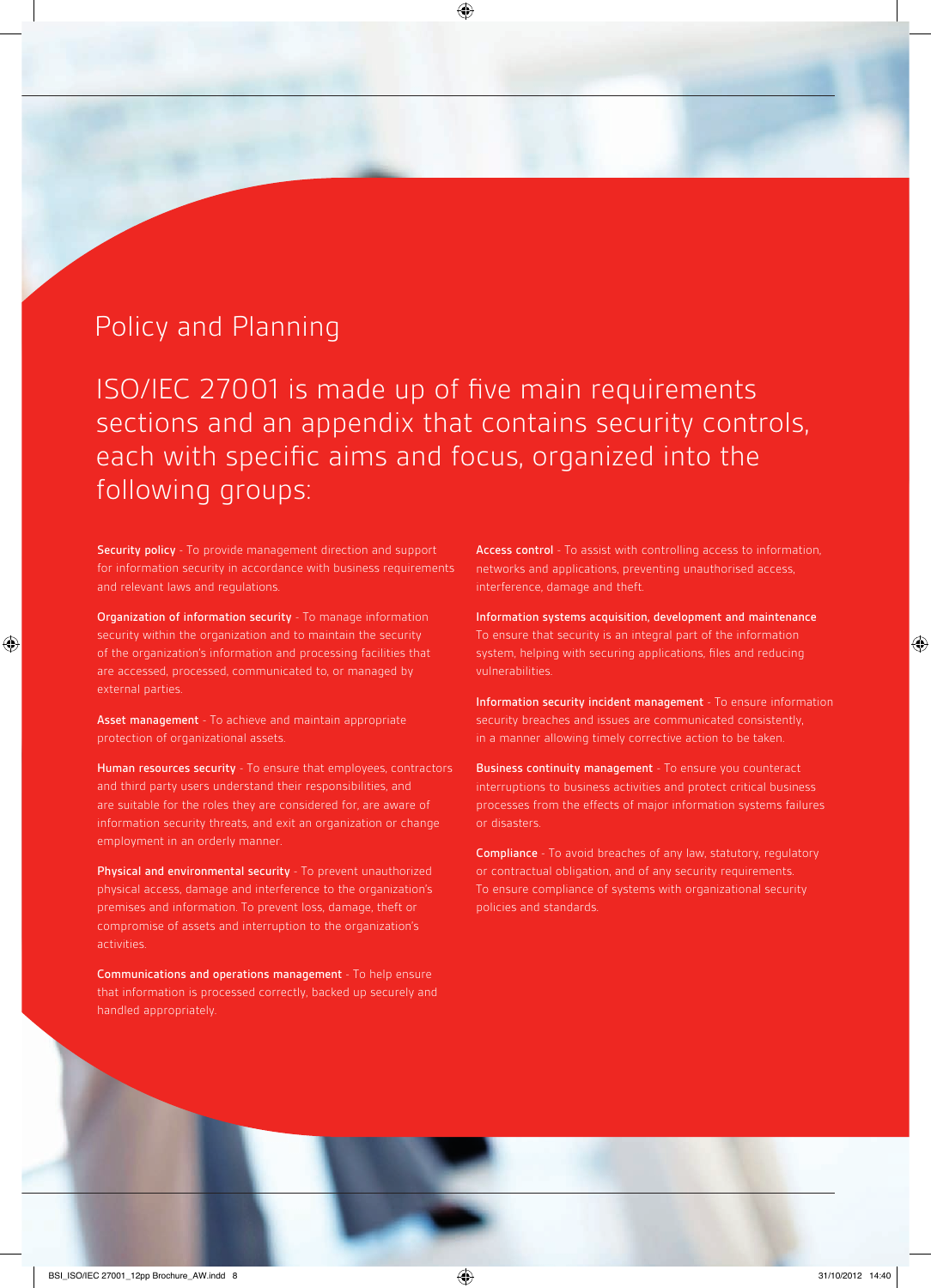# Policy and Planning

## ISO/IEC 27001 is made up of five main requirements sections and an appendix that contains security controls, each with specific aims and focus, organized into the following groups:

**Security policy** - To provide management direction and support for information security in accordance with business requirements and relevant laws and regulations.

**Organization of information security** - To manage information security within the organization and to maintain the security of the organization's information and processing facilities that are accessed, processed, communicated to, or managed by external parties.

**Asset management** - To achieve and maintain appropriate protection of organizational assets.

**Human resources security** - To ensure that employees, contractors and third party users understand their responsibilities, and are suitable for the roles they are considered for, are aware of information security threats, and exit an organization or change employment in an orderly manner.

**Physical and environmental security** - To prevent unauthorized physical access, damage and interference to the organization's premises and information. To prevent loss, damage, theft or compromise of assets and interruption to the organization's activities.

**Communications and operations management** - To help ensure that information is processed correctly, backed up securely and handled appropriately.

**Access control** - To assist with controlling access to information, networks and applications, preventing unauthorised access, interference, damage and theft.

**Information systems acquisition, development and maintenance**
To ensure that security is an integral part of the information system, helping with securing applications, files and reducing vulnerabilities.

**Information security incident management** - To ensure information security breaches and issues are communicated consistently, in a manner allowing timely corrective action to be taken.

**Business continuity management** - To ensure you counteract interruptions to business activities and protect critical business processes from the effects of major information systems failures or disasters.

**Compliance** - To avoid breaches of any law, statutory, regulatory or contractual obligation, and of any security requirements. To ensure compliance of systems with organizational security policies and standards.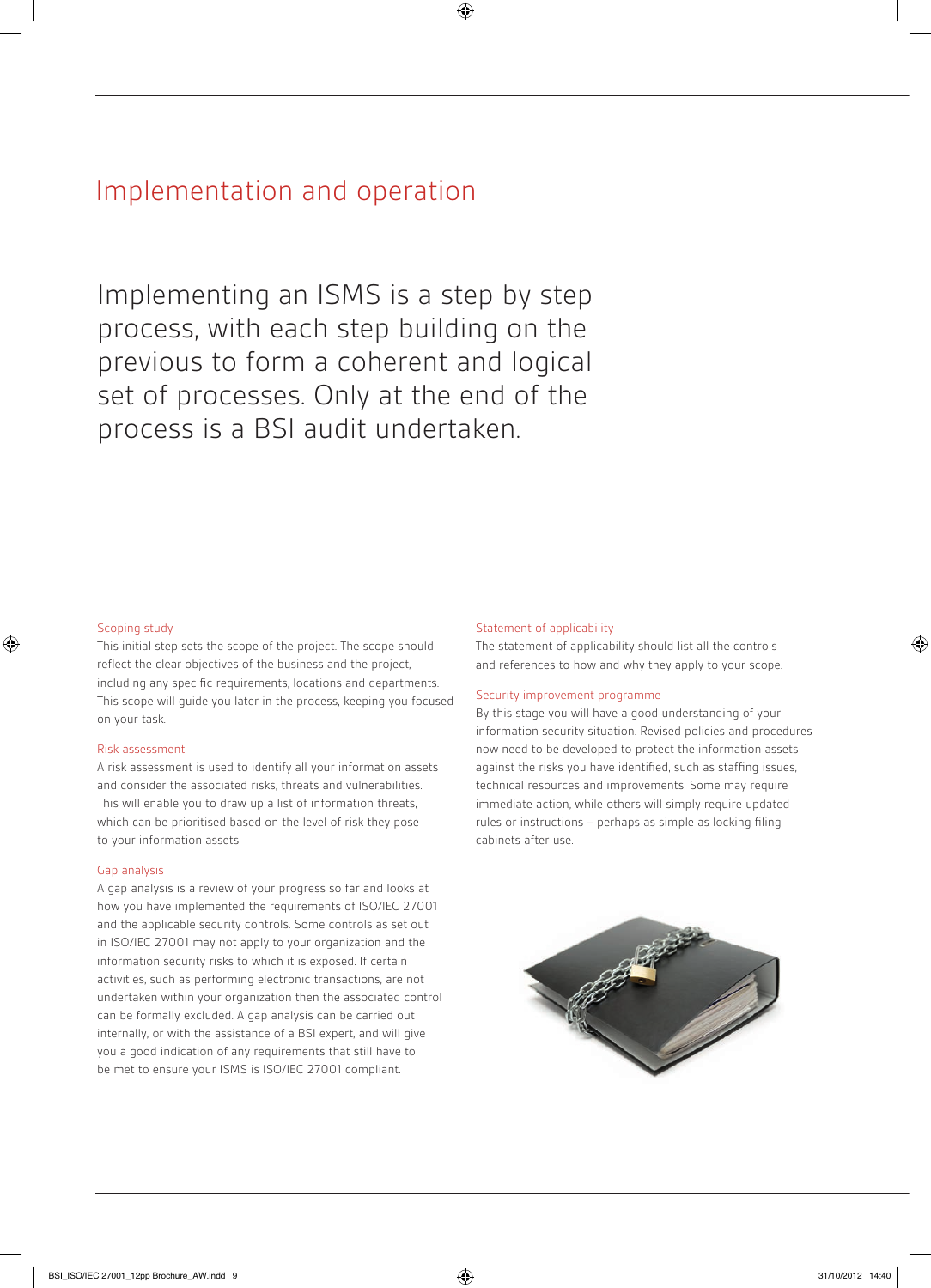## Implementation and operation

Implementing an ISMS is a step by step process, with each step building on the previous to form a coherent and logical set of processes. Only at the end of the process is a BSI audit undertaken.

### Scoping study

This initial step sets the scope of the project. The scope should reflect the clear objectives of the business and the project, including any specific requirements, locations and departments. This scope will guide you later in the process, keeping you focused on your task.

### Risk assessment

A risk assessment is used to identify all your information assets and consider the associated risks, threats and vulnerabilities. This will enable you to draw up a list of information threats, which can be prioritised based on the level of risk they pose to your information assets.

### Gap analysis

A gap analysis is a review of your progress so far and looks at how you have implemented the requirements of ISO/IEC 27001 and the applicable security controls. Some controls as set out in ISO/IEC 27001 may not apply to your organization and the information security risks to which it is exposed. If certain activities, such as performing electronic transactions, are not undertaken within your organization then the associated control can be formally excluded. A gap analysis can be carried out internally, or with the assistance of a BSI expert, and will give you a good indication of any requirements that still have to be met to ensure your ISMS is ISO/IEC 27001 compliant.

### Statement of applicability

The statement of applicability should list all the controls and references to how and why they apply to your scope.

### Security improvement programme

By this stage you will have a good understanding of your information security situation. Revised policies and procedures now need to be developed to protect the information assets against the risks you have identified, such as staffing issues, technical resources and improvements. Some may require immediate action, while others will simply require updated rules or instructions – perhaps as simple as locking filing cabinets after use.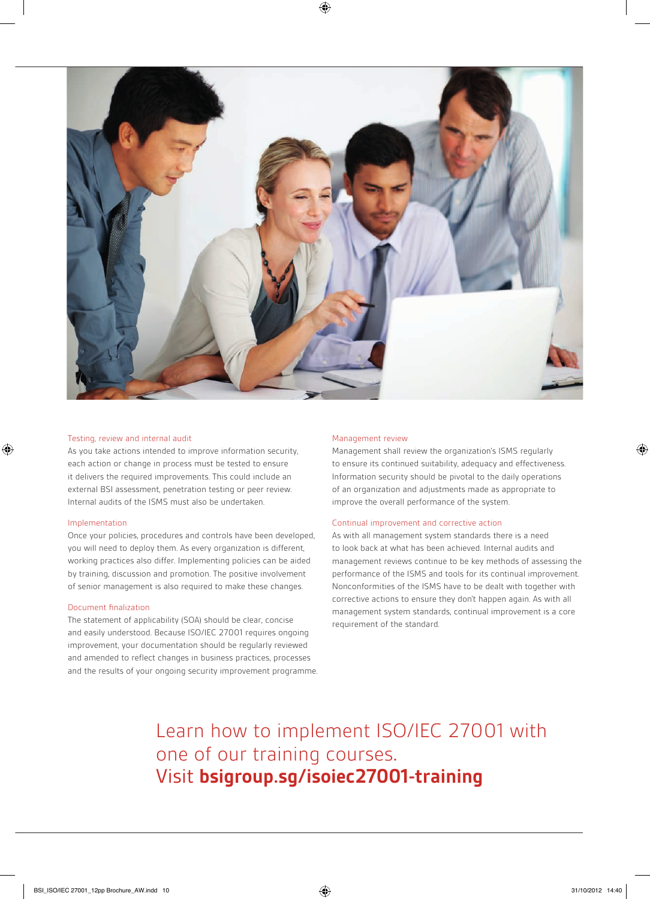### Testing, review and internal audit

As you take actions intended to improve information security, each action or change in process must be tested to ensure it delivers the required improvements. This could include an external BSI assessment, penetration testing or peer review. Internal audits of the ISMS must also be undertaken.

### Implementation

Once your policies, procedures and controls have been developed, you will need to deploy them. As every organization is different, working practices also differ. Implementing policies can be aided by training, discussion and promotion. The positive involvement of senior management is also required to make these changes.

### Document finalization

The statement of applicability (SOA) should be clear, concise and easily understood. Because ISO/IEC 27001 requires ongoing improvement, your documentation should be regularly reviewed and amended to reflect changes in business practices, processes and the results of your ongoing security improvement programme.

### Management review

Management shall review the organization's ISMS regularly to ensure its continued suitability, adequacy and effectiveness. Information security should be pivotal to the daily operations of an organization and adjustments made as appropriate to improve the overall performance of the system.

### Continual improvement and corrective action

As with all management system standards there is a need to look back at what has been achieved. Internal audits and management reviews continue to be key methods of assessing the performance of the ISMS and tools for its continual improvement. Nonconformities of the ISMS have to be dealt with together with corrective actions to ensure they don't happen again. As with all management system standards, continual improvement is a core requirement of the standard.

## Learn how to implement ISO/IEC 27001 with one of our training courses. Visit **bsigroup.sg/isoiec27001-training**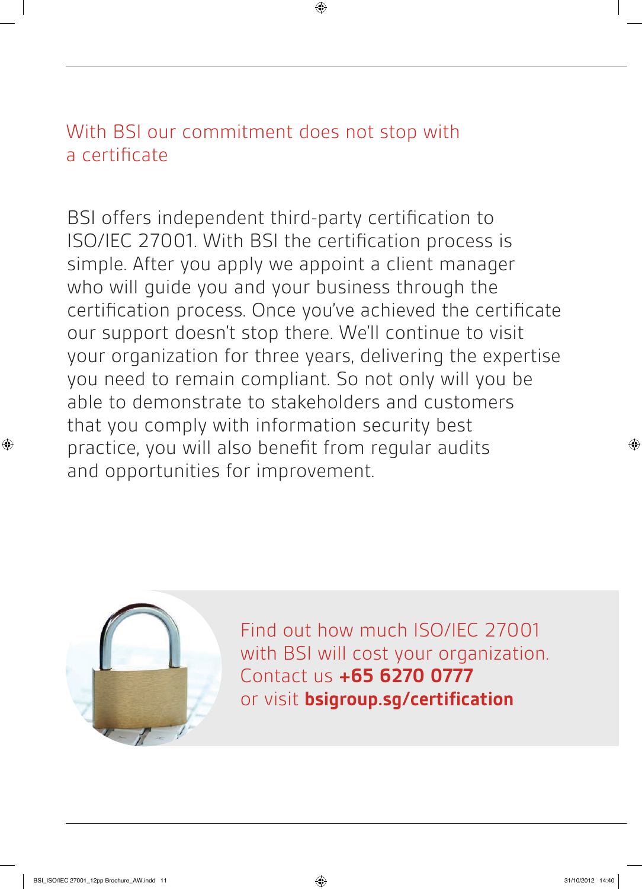## With BSI our commitment does not stop with a certificate

BSI offers independent third-party certification to ISO/IEC 27001. With BSI the certification process is simple. After you apply we appoint a client manager who will guide you and your business through the certification process. Once you've achieved the certificate our support doesn't stop there. We'll continue to visit your organization for three years, delivering the expertise you need to remain compliant. So not only will you be able to demonstrate to stakeholders and customers that you comply with information security best practice, you will also benefit from regular audits and opportunities for improvement.

Find out how much ISO/IEC 27001 with BSI will cost your organization. Contact us **+65 6270 0777** or visit **bsigroup.sg/certification**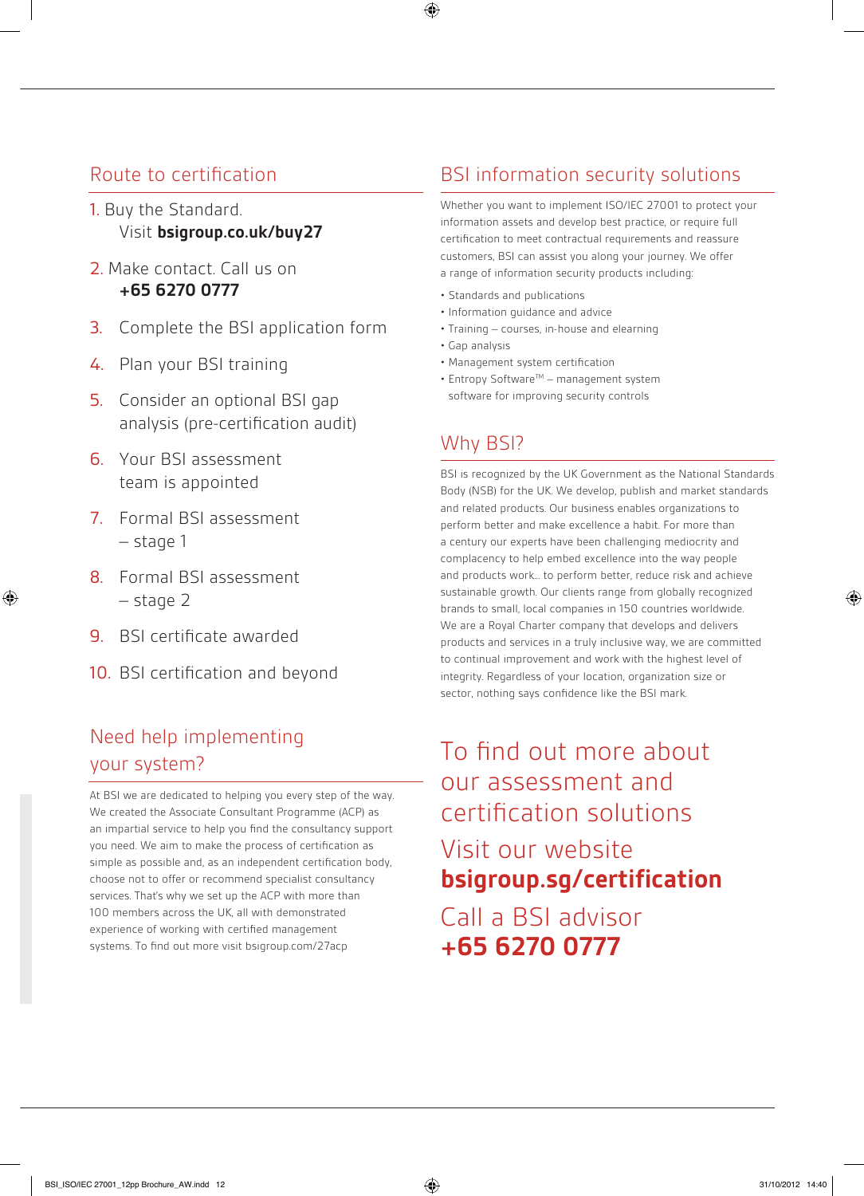## Route to certification

1. Buy the Standard. Visit **bsigroup.co.uk/buy27**
2. Make contact. Call us on **+65 6270 0777**
3. Complete the BSI application form
4. Plan your BSI training
5. Consider an optional BSI gap analysis (pre-certification audit)
6. Your BSI assessment team is appointed
7. Formal BSI assessment – stage 1
8. Formal BSI assessment – stage 2
9. BSI certificate awarded
10. BSI certification and beyond

## Need help implementing your system?

At BSI we are dedicated to helping you every step of the way. We created the Associate Consultant Programme (ACP) as an impartial service to help you find the consultancy support you need. We aim to make the process of certification as simple as possible and, as an independent certification body, choose not to offer or recommend specialist consultancy services. That's why we set up the ACP with more than 100 members across the UK, all with demonstrated experience of working with certified management systems. To find out more visit bsigroup.com/27acp

## BSI information security solutions

Whether you want to implement ISO/IEC 27001 to protect your information assets and develop best practice, or require full certification to meet contractual requirements and reassure customers, BSI can assist you along your journey. We offer a range of information security products including:

- Standards and publications
- Information guidance and advice
- Training – courses, in-house and elearning
- Gap analysis
- Management system certification
- Entropy Software™ – management system software for improving security controls

## Why BSI?

BSI is recognized by the UK Government as the National Standards Body (NSB) for the UK. We develop, publish and market standards and related products. Our business enables organizations to perform better and make excellence a habit. For more than a century our experts have been challenging mediocrity and complacency to help embed excellence into the way people and products work... to perform better, reduce risk and achieve sustainable growth. Our clients range from globally recognized brands to small, local companies in 150 countries worldwide. We are a Royal Charter company that develops and delivers products and services in a truly inclusive way, we are committed to continual improvement and work with the highest level of integrity. Regardless of your location, organization size or sector, nothing says confidence like the BSI mark.

## To find out more about our assessment and certification solutions

Visit our website
**bsigroup.sg/certification**

Call a BSI advisor
**+65 6270 0777**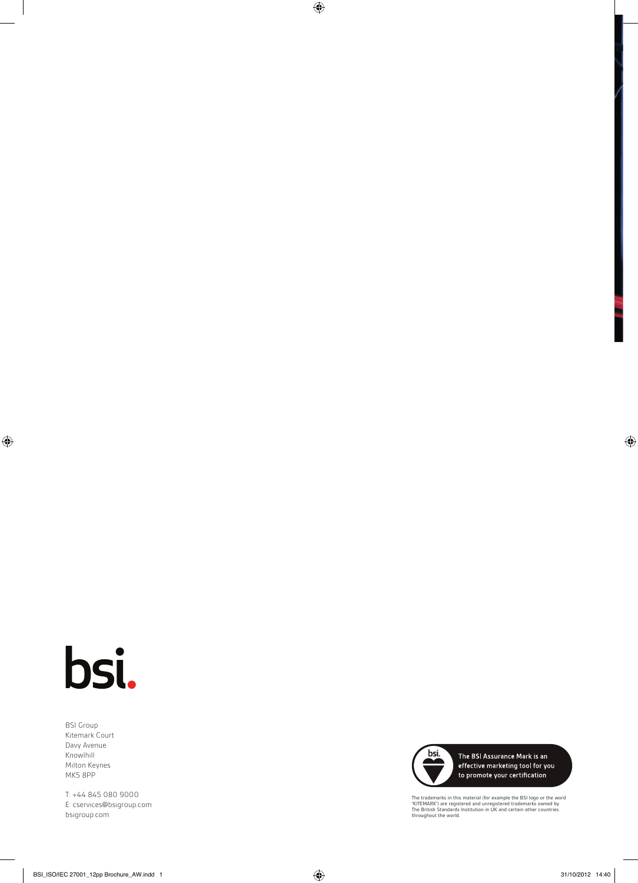bsi.

BSI Group
Kitemark Court
Davy Avenue
Knowlhill
Milton Keynes
MK5 8PP

T: +44 845 080 9000
E: cservices@bsigroup.com
bsigroup.com

The BSI Assurance Mark is an effective marketing tool for you to promote your certification

The trademarks in this material (for example the BSI logo or the word "KITEMARK") are registered and unregistered trademarks owned by The British Standards Institution in UK and certain other countries throughout the world.